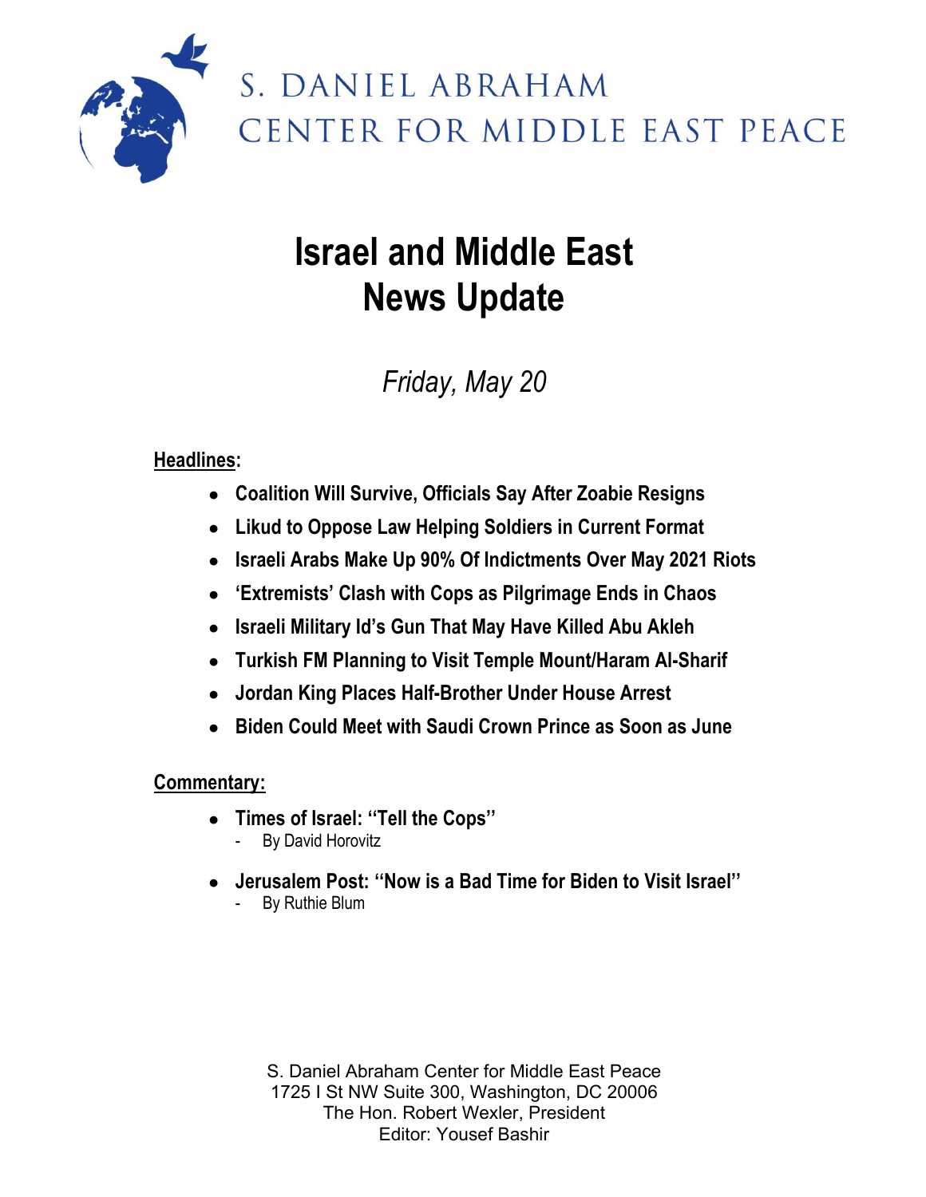S. DANIEL ABRAHAM
CENTER FOR MIDDLE EAST PEACE

# Israel and Middle East News Update

*Friday, May 20*

**Headlines:**

- **Coalition Will Survive, Officials Say After Zoabie Resigns**
- **Likud to Oppose Law Helping Soldiers in Current Format**
- **Israeli Arabs Make Up 90% Of Indictments Over May 2021 Riots**
- **'Extremists' Clash with Cops as Pilgrimage Ends in Chaos**
- **Israeli Military Id's Gun That May Have Killed Abu Akleh**
- **Turkish FM Planning to Visit Temple Mount/Haram Al-Sharif**
- **Jordan King Places Half-Brother Under House Arrest**
- **Biden Could Meet with Saudi Crown Prince as Soon as June**

**Commentary:**

- **Times of Israel: "Tell the Cops"**
  - By David Horovitz
- **Jerusalem Post: "Now is a Bad Time for Biden to Visit Israel"**
  - By Ruthie Blum

S. Daniel Abraham Center for Middle East Peace
1725 I St NW Suite 300, Washington, DC 20006
The Hon. Robert Wexler, President
Editor: Yousef Bashir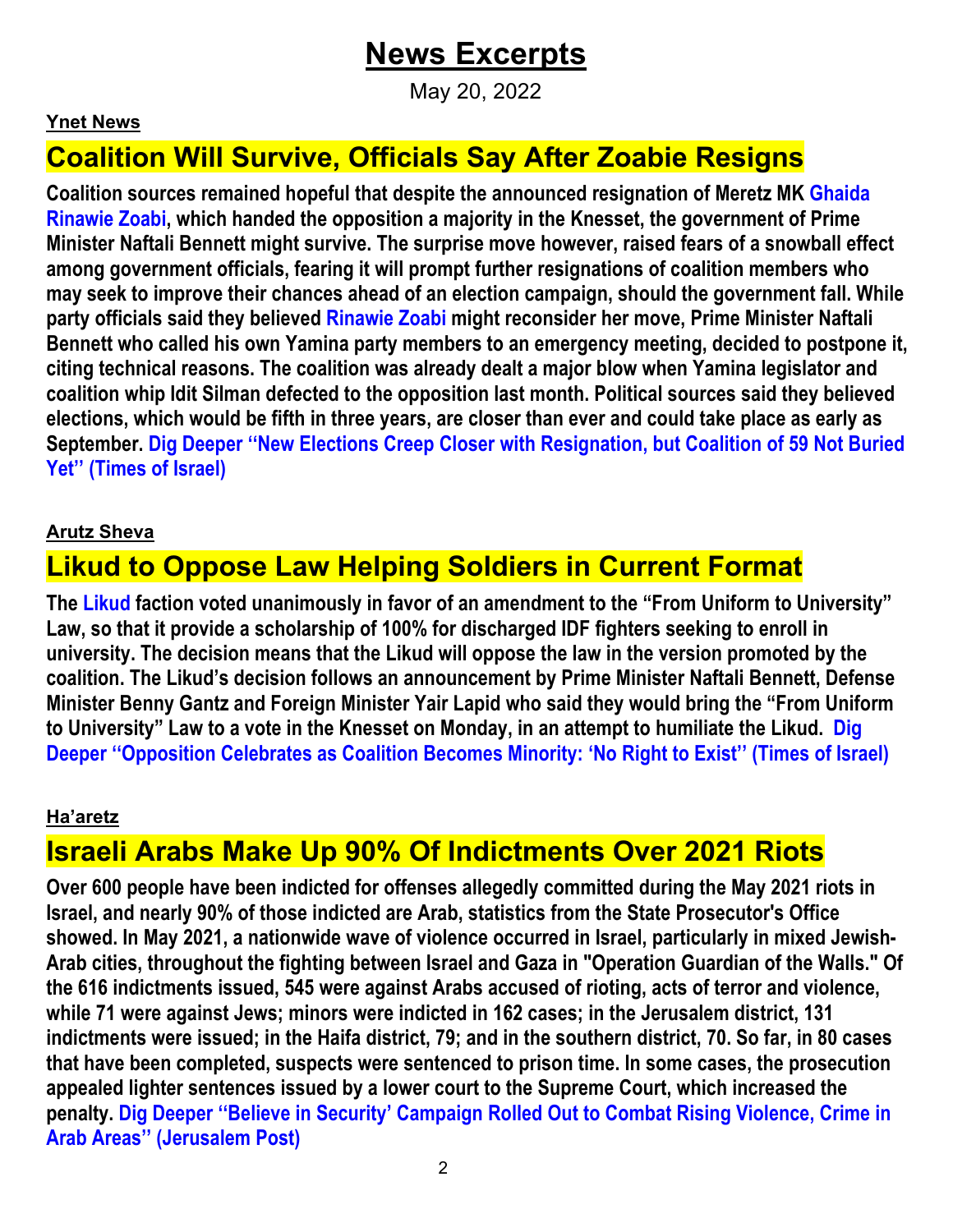# News Excerpts

May 20, 2022

**Ynet News**

## Coalition Will Survive, Officials Say After Zoabie Resigns

**Coalition sources remained hopeful that despite the announced resignation of Meretz MK Ghaida Rinawie Zoabi, which handed the opposition a majority in the Knesset, the government of Prime Minister Naftali Bennett might survive. The surprise move however, raised fears of a snowball effect among government officials, fearing it will prompt further resignations of coalition members who may seek to improve their chances ahead of an election campaign, should the government fall. While party officials said they believed Rinawie Zoabi might reconsider her move, Prime Minister Naftali Bennett who called his own Yamina party members to an emergency meeting, decided to postpone it, citing technical reasons. The coalition was already dealt a major blow when Yamina legislator and coalition whip Idit Silman defected to the opposition last month. Political sources said they believed elections, which would be fifth in three years, are closer than ever and could take place as early as September. Dig Deeper "New Elections Creep Closer with Resignation, but Coalition of 59 Not Buried Yet" (Times of Israel)**

**Arutz Sheva**

## Likud to Oppose Law Helping Soldiers in Current Format

**The Likud faction voted unanimously in favor of an amendment to the "From Uniform to University" Law, so that it provide a scholarship of 100% for discharged IDF fighters seeking to enroll in university. The decision means that the Likud will oppose the law in the version promoted by the coalition. The Likud's decision follows an announcement by Prime Minister Naftali Bennett, Defense Minister Benny Gantz and Foreign Minister Yair Lapid who said they would bring the "From Uniform to University" Law to a vote in the Knesset on Monday, in an attempt to humiliate the Likud. Dig Deeper "Opposition Celebrates as Coalition Becomes Minority: 'No Right to Exist'' (Times of Israel)**

**Ha'aretz**

## Israeli Arabs Make Up 90% Of Indictments Over 2021 Riots

**Over 600 people have been indicted for offenses allegedly committed during the May 2021 riots in Israel, and nearly 90% of those indicted are Arab, statistics from the State Prosecutor's Office showed. In May 2021, a nationwide wave of violence occurred in Israel, particularly in mixed Jewish-Arab cities, throughout the fighting between Israel and Gaza in "Operation Guardian of the Walls." Of the 616 indictments issued, 545 were against Arabs accused of rioting, acts of terror and violence, while 71 were against Jews; minors were indicted in 162 cases; in the Jerusalem district, 131 indictments were issued; in the Haifa district, 79; and in the southern district, 70. So far, in 80 cases that have been completed, suspects were sentenced to prison time. In some cases, the prosecution appealed lighter sentences issued by a lower court to the Supreme Court, which increased the penalty. Dig Deeper "Believe in Security' Campaign Rolled Out to Combat Rising Violence, Crime in Arab Areas" (Jerusalem Post)**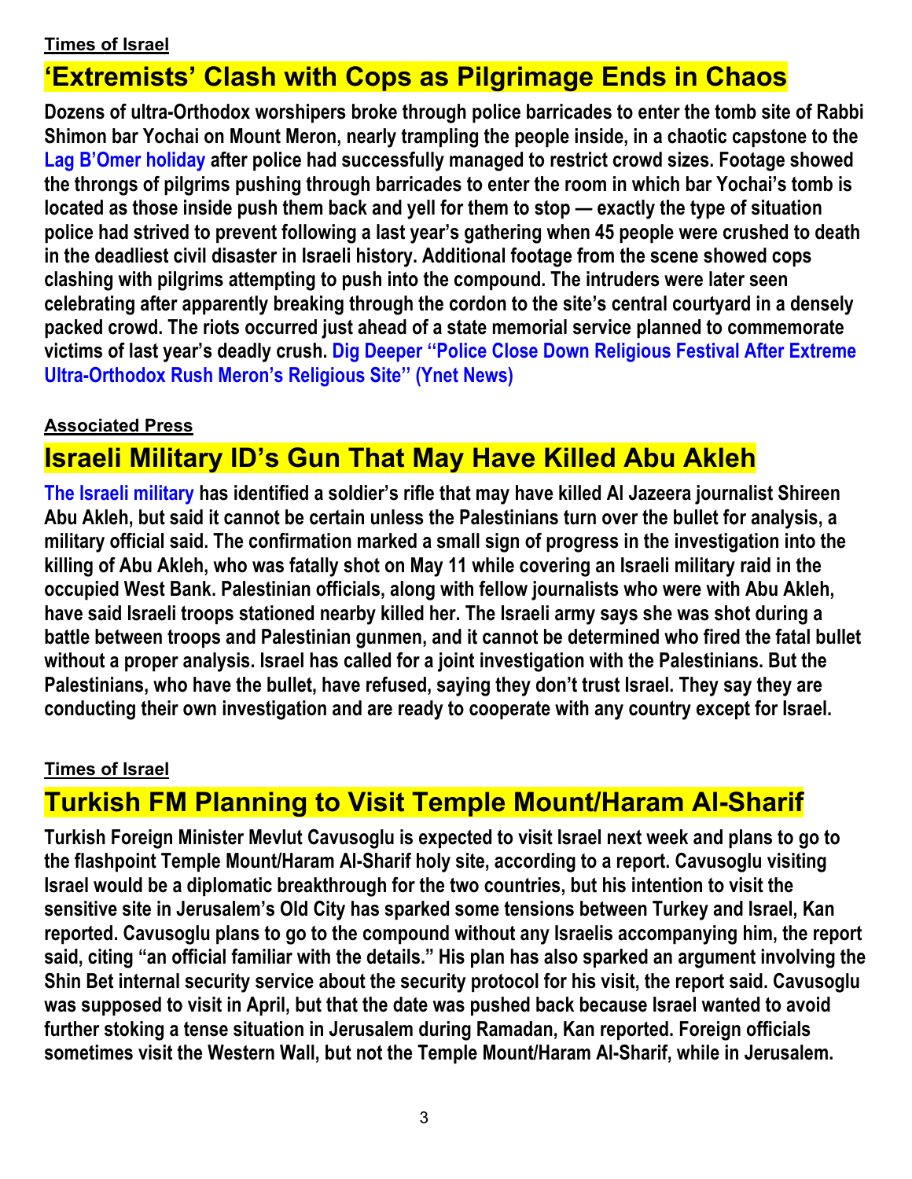**Times of Israel**

## ‘Extremists’ Clash with Cops as Pilgrimage Ends in Chaos

**Dozens of ultra-Orthodox worshipers broke through police barricades to enter the tomb site of Rabbi Shimon bar Yochai on Mount Meron, nearly trampling the people inside, in a chaotic capstone to the Lag B’Omer holiday after police had successfully managed to restrict crowd sizes. Footage showed the throngs of pilgrims pushing through barricades to enter the room in which bar Yochai’s tomb is located as those inside push them back and yell for them to stop — exactly the type of situation police had strived to prevent following a last year’s gathering when 45 people were crushed to death in the deadliest civil disaster in Israeli history. Additional footage from the scene showed cops clashing with pilgrims attempting to push into the compound. The intruders were later seen celebrating after apparently breaking through the cordon to the site’s central courtyard in a densely packed crowd. The riots occurred just ahead of a state memorial service planned to commemorate victims of last year’s deadly crush. Dig Deeper “Police Close Down Religious Festival After Extreme Ultra-Orthodox Rush Meron’s Religious Site” (Ynet News)**

**Associated Press**

## Israeli Military ID’s Gun That May Have Killed Abu Akleh

**The Israeli military has identified a soldier’s rifle that may have killed Al Jazeera journalist Shireen Abu Akleh, but said it cannot be certain unless the Palestinians turn over the bullet for analysis, a military official said. The confirmation marked a small sign of progress in the investigation into the killing of Abu Akleh, who was fatally shot on May 11 while covering an Israeli military raid in the occupied West Bank. Palestinian officials, along with fellow journalists who were with Abu Akleh, have said Israeli troops stationed nearby killed her. The Israeli army says she was shot during a battle between troops and Palestinian gunmen, and it cannot be determined who fired the fatal bullet without a proper analysis. Israel has called for a joint investigation with the Palestinians. But the Palestinians, who have the bullet, have refused, saying they don’t trust Israel. They say they are conducting their own investigation and are ready to cooperate with any country except for Israel.**

**Times of Israel**

## Turkish FM Planning to Visit Temple Mount/Haram Al-Sharif

**Turkish Foreign Minister Mevlut Cavusoglu is expected to visit Israel next week and plans to go to the flashpoint Temple Mount/Haram Al-Sharif holy site, according to a report. Cavusoglu visiting Israel would be a diplomatic breakthrough for the two countries, but his intention to visit the sensitive site in Jerusalem’s Old City has sparked some tensions between Turkey and Israel, Kan reported. Cavusoglu plans to go to the compound without any Israelis accompanying him, the report said, citing “an official familiar with the details.” His plan has also sparked an argument involving the Shin Bet internal security service about the security protocol for his visit, the report said. Cavusoglu was supposed to visit in April, but that the date was pushed back because Israel wanted to avoid further stoking a tense situation in Jerusalem during Ramadan, Kan reported. Foreign officials sometimes visit the Western Wall, but not the Temple Mount/Haram Al-Sharif, while in Jerusalem.**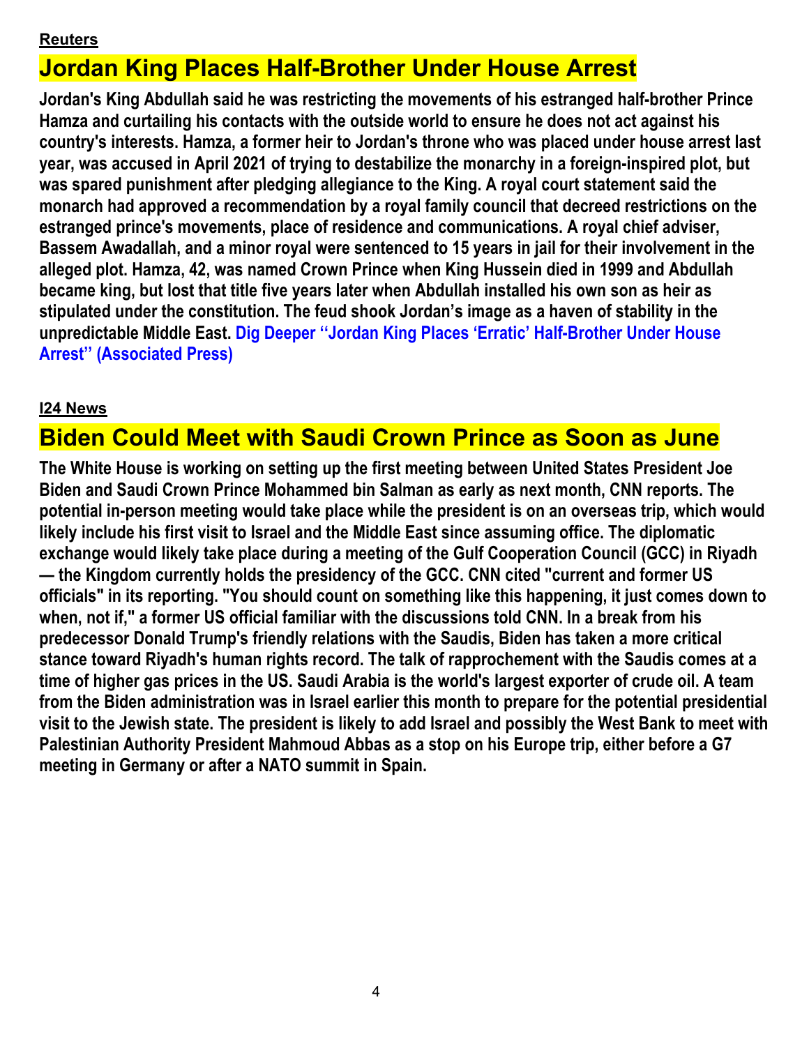**Reuters**

## Jordan King Places Half-Brother Under House Arrest

**Jordan's King Abdullah said he was restricting the movements of his estranged half-brother Prince Hamza and curtailing his contacts with the outside world to ensure he does not act against his country's interests. Hamza, a former heir to Jordan's throne who was placed under house arrest last year, was accused in April 2021 of trying to destabilize the monarchy in a foreign-inspired plot, but was spared punishment after pledging allegiance to the King. A royal court statement said the monarch had approved a recommendation by a royal family council that decreed restrictions on the estranged prince's movements, place of residence and communications. A royal chief adviser, Bassem Awadallah, and a minor royal were sentenced to 15 years in jail for their involvement in the alleged plot. Hamza, 42, was named Crown Prince when King Hussein died in 1999 and Abdullah became king, but lost that title five years later when Abdullah installed his own son as heir as stipulated under the constitution. The feud shook Jordan's image as a haven of stability in the unpredictable Middle East. Dig Deeper "Jordan King Places 'Erratic' Half-Brother Under House Arrest" (Associated Press)**

**I24 News**

## Biden Could Meet with Saudi Crown Prince as Soon as June

**The White House is working on setting up the first meeting between United States President Joe Biden and Saudi Crown Prince Mohammed bin Salman as early as next month, CNN reports. The potential in-person meeting would take place while the president is on an overseas trip, which would likely include his first visit to Israel and the Middle East since assuming office. The diplomatic exchange would likely take place during a meeting of the Gulf Cooperation Council (GCC) in Riyadh — the Kingdom currently holds the presidency of the GCC. CNN cited "current and former US officials" in its reporting. "You should count on something like this happening, it just comes down to when, not if," a former US official familiar with the discussions told CNN. In a break from his predecessor Donald Trump's friendly relations with the Saudis, Biden has taken a more critical stance toward Riyadh's human rights record. The talk of rapprochement with the Saudis comes at a time of higher gas prices in the US. Saudi Arabia is the world's largest exporter of crude oil. A team from the Biden administration was in Israel earlier this month to prepare for the potential presidential visit to the Jewish state. The president is likely to add Israel and possibly the West Bank to meet with Palestinian Authority President Mahmoud Abbas as a stop on his Europe trip, either before a G7 meeting in Germany or after a NATO summit in Spain.**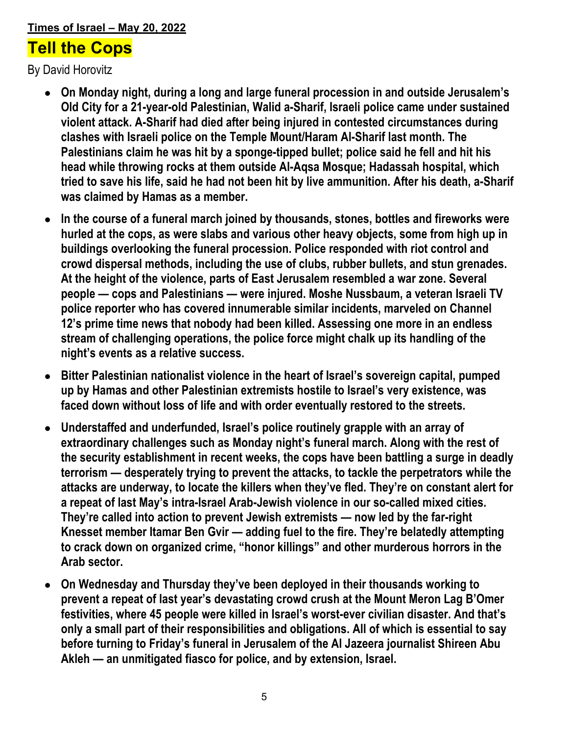**Times of Israel – May 20, 2022**

# Tell the Cops

By David Horovitz

- **On Monday night, during a long and large funeral procession in and outside Jerusalem's Old City for a 21-year-old Palestinian, Walid a-Sharif, Israeli police came under sustained violent attack. A-Sharif had died after being injured in contested circumstances during clashes with Israeli police on the Temple Mount/Haram Al-Sharif last month. The Palestinians claim he was hit by a sponge-tipped bullet; police said he fell and hit his head while throwing rocks at them outside Al-Aqsa Mosque; Hadassah hospital, which tried to save his life, said he had not been hit by live ammunition. After his death, a-Sharif was claimed by Hamas as a member.**

- **In the course of a funeral march joined by thousands, stones, bottles and fireworks were hurled at the cops, as were slabs and various other heavy objects, some from high up in buildings overlooking the funeral procession. Police responded with riot control and crowd dispersal methods, including the use of clubs, rubber bullets, and stun grenades. At the height of the violence, parts of East Jerusalem resembled a war zone. Several people — cops and Palestinians — were injured. Moshe Nussbaum, a veteran Israeli TV police reporter who has covered innumerable similar incidents, marveled on Channel 12's prime time news that nobody had been killed. Assessing one more in an endless stream of challenging operations, the police force might chalk up its handling of the night's events as a relative success.**

- **Bitter Palestinian nationalist violence in the heart of Israel's sovereign capital, pumped up by Hamas and other Palestinian extremists hostile to Israel's very existence, was faced down without loss of life and with order eventually restored to the streets.**

- **Understaffed and underfunded, Israel's police routinely grapple with an array of extraordinary challenges such as Monday night's funeral march. Along with the rest of the security establishment in recent weeks, the cops have been battling a surge in deadly terrorism — desperately trying to prevent the attacks, to tackle the perpetrators while the attacks are underway, to locate the killers when they've fled. They're on constant alert for a repeat of last May's intra-Israel Arab-Jewish violence in our so-called mixed cities. They're called into action to prevent Jewish extremists — now led by the far-right Knesset member Itamar Ben Gvir — adding fuel to the fire. They're belatedly attempting to crack down on organized crime, "honor killings" and other murderous horrors in the Arab sector.**

- **On Wednesday and Thursday they've been deployed in their thousands working to prevent a repeat of last year's devastating crowd crush at the Mount Meron Lag B'Omer festivities, where 45 people were killed in Israel's worst-ever civilian disaster. And that's only a small part of their responsibilities and obligations. All of which is essential to say before turning to Friday's funeral in Jerusalem of the Al Jazeera journalist Shireen Abu Akleh — an unmitigated fiasco for police, and by extension, Israel.**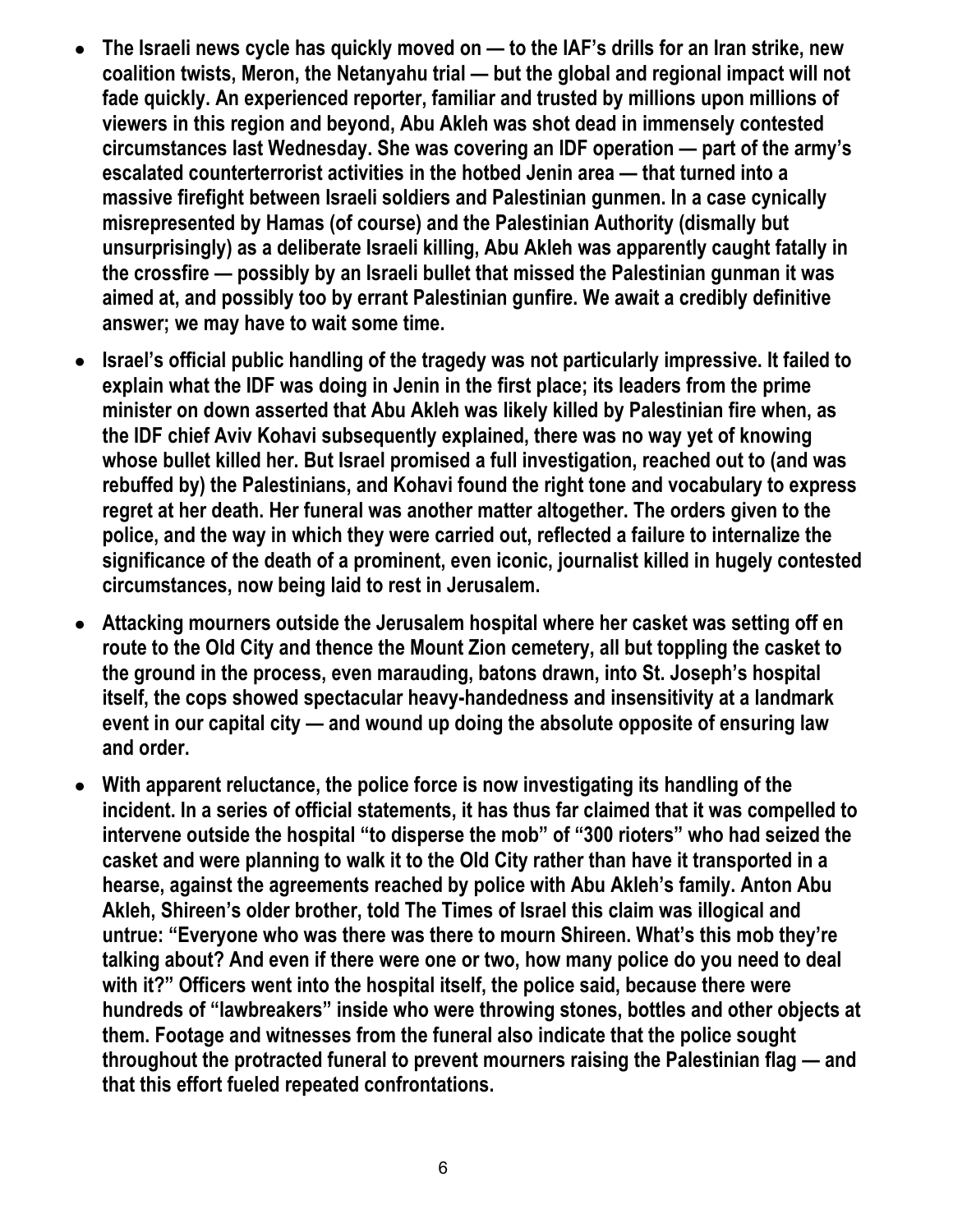- **The Israeli news cycle has quickly moved on — to the IAF's drills for an Iran strike, new coalition twists, Meron, the Netanyahu trial — but the global and regional impact will not fade quickly. An experienced reporter, familiar and trusted by millions upon millions of viewers in this region and beyond, Abu Akleh was shot dead in immensely contested circumstances last Wednesday. She was covering an IDF operation — part of the army's escalated counterterrorist activities in the hotbed Jenin area — that turned into a massive firefight between Israeli soldiers and Palestinian gunmen. In a case cynically misrepresented by Hamas (of course) and the Palestinian Authority (dismally but unsurprisingly) as a deliberate Israeli killing, Abu Akleh was apparently caught fatally in the crossfire — possibly by an Israeli bullet that missed the Palestinian gunman it was aimed at, and possibly too by errant Palestinian gunfire. We await a credibly definitive answer; we may have to wait some time.**
- **Israel's official public handling of the tragedy was not particularly impressive. It failed to explain what the IDF was doing in Jenin in the first place; its leaders from the prime minister on down asserted that Abu Akleh was likely killed by Palestinian fire when, as the IDF chief Aviv Kohavi subsequently explained, there was no way yet of knowing whose bullet killed her. But Israel promised a full investigation, reached out to (and was rebuffed by) the Palestinians, and Kohavi found the right tone and vocabulary to express regret at her death. Her funeral was another matter altogether. The orders given to the police, and the way in which they were carried out, reflected a failure to internalize the significance of the death of a prominent, even iconic, journalist killed in hugely contested circumstances, now being laid to rest in Jerusalem.**
- **Attacking mourners outside the Jerusalem hospital where her casket was setting off en route to the Old City and thence the Mount Zion cemetery, all but toppling the casket to the ground in the process, even marauding, batons drawn, into St. Joseph's hospital itself, the cops showed spectacular heavy-handedness and insensitivity at a landmark event in our capital city — and wound up doing the absolute opposite of ensuring law and order.**
- **With apparent reluctance, the police force is now investigating its handling of the incident. In a series of official statements, it has thus far claimed that it was compelled to intervene outside the hospital "to disperse the mob" of "300 rioters" who had seized the casket and were planning to walk it to the Old City rather than have it transported in a hearse, against the agreements reached by police with Abu Akleh's family. Anton Abu Akleh, Shireen's older brother, told The Times of Israel this claim was illogical and untrue: "Everyone who was there was there to mourn Shireen. What's this mob they're talking about? And even if there were one or two, how many police do you need to deal with it?" Officers went into the hospital itself, the police said, because there were hundreds of "lawbreakers" inside who were throwing stones, bottles and other objects at them. Footage and witnesses from the funeral also indicate that the police sought throughout the protracted funeral to prevent mourners raising the Palestinian flag — and that this effort fueled repeated confrontations.**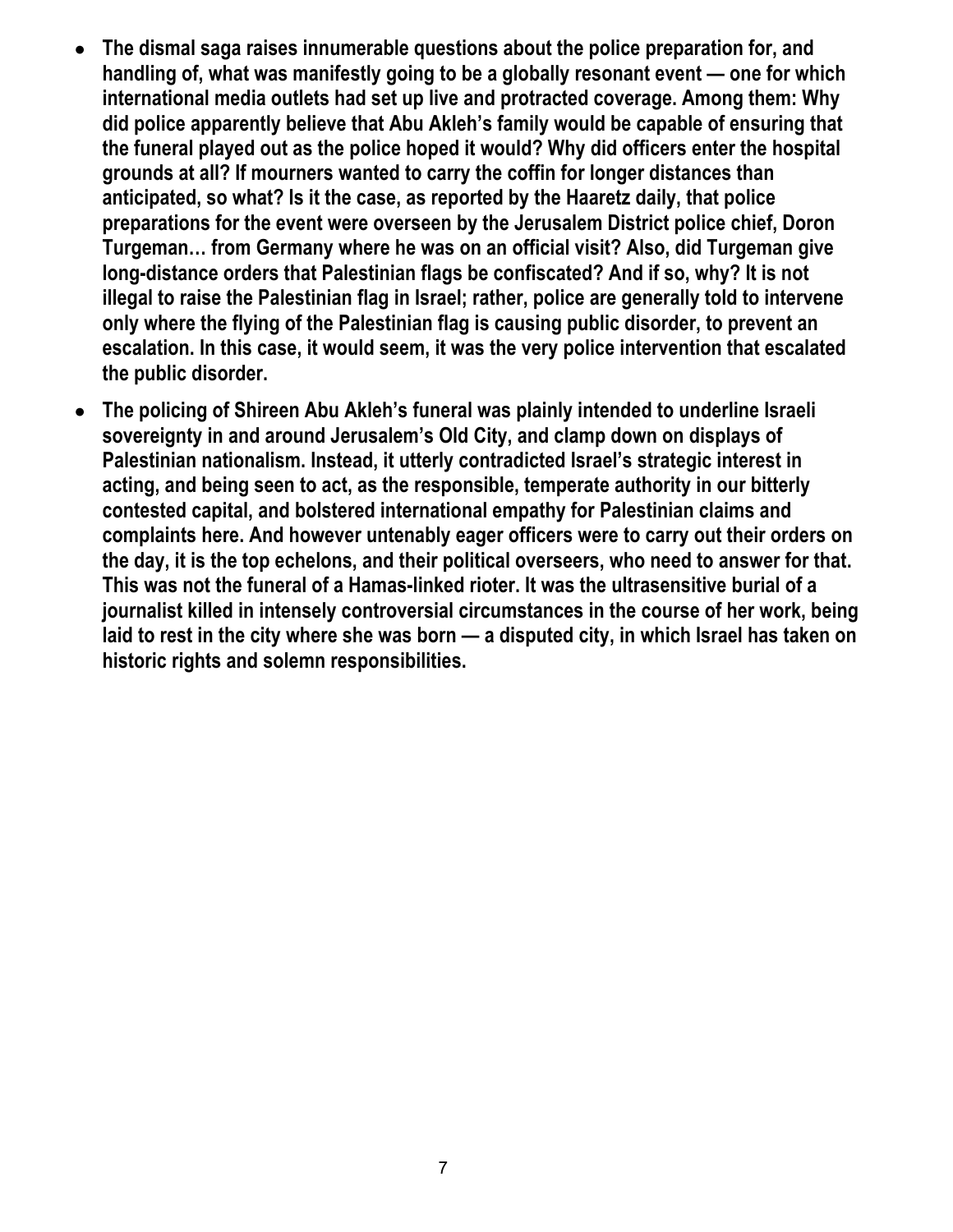- **The dismal saga raises innumerable questions about the police preparation for, and handling of, what was manifestly going to be a globally resonant event — one for which international media outlets had set up live and protracted coverage. Among them: Why did police apparently believe that Abu Akleh's family would be capable of ensuring that the funeral played out as the police hoped it would? Why did officers enter the hospital grounds at all? If mourners wanted to carry the coffin for longer distances than anticipated, so what? Is it the case, as reported by the Haaretz daily, that police preparations for the event were overseen by the Jerusalem District police chief, Doron Turgeman… from Germany where he was on an official visit? Also, did Turgeman give long-distance orders that Palestinian flags be confiscated? And if so, why? It is not illegal to raise the Palestinian flag in Israel; rather, police are generally told to intervene only where the flying of the Palestinian flag is causing public disorder, to prevent an escalation. In this case, it would seem, it was the very police intervention that escalated the public disorder.**
- **The policing of Shireen Abu Akleh's funeral was plainly intended to underline Israeli sovereignty in and around Jerusalem's Old City, and clamp down on displays of Palestinian nationalism. Instead, it utterly contradicted Israel's strategic interest in acting, and being seen to act, as the responsible, temperate authority in our bitterly contested capital, and bolstered international empathy for Palestinian claims and complaints here. And however untenably eager officers were to carry out their orders on the day, it is the top echelons, and their political overseers, who need to answer for that. This was not the funeral of a Hamas-linked rioter. It was the ultrasensitive burial of a journalist killed in intensely controversial circumstances in the course of her work, being laid to rest in the city where she was born — a disputed city, in which Israel has taken on historic rights and solemn responsibilities.**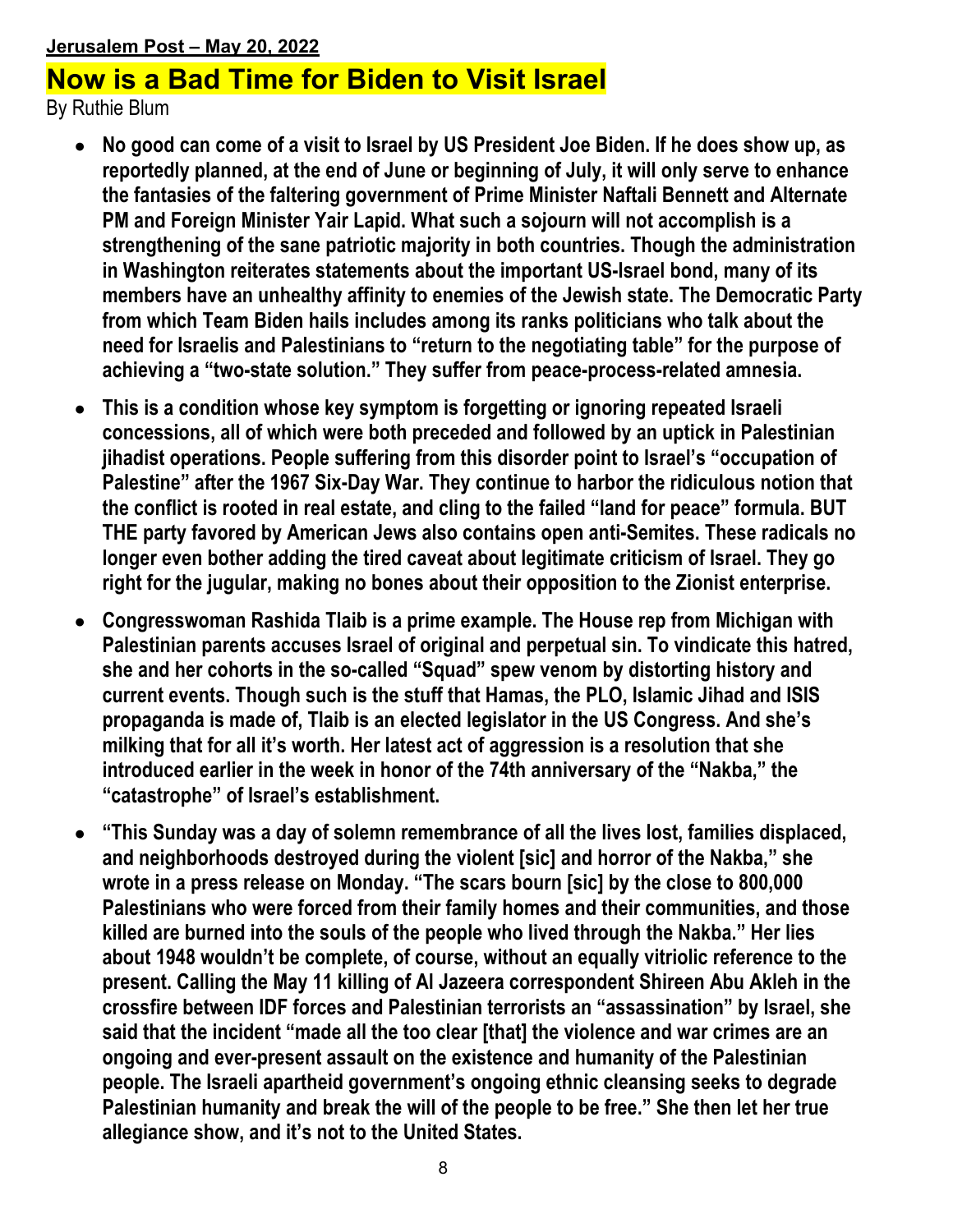**Jerusalem Post – May 20, 2022**

# Now is a Bad Time for Biden to Visit Israel

By Ruthie Blum

- **No good can come of a visit to Israel by US President Joe Biden. If he does show up, as reportedly planned, at the end of June or beginning of July, it will only serve to enhance the fantasies of the faltering government of Prime Minister Naftali Bennett and Alternate PM and Foreign Minister Yair Lapid. What such a sojourn will not accomplish is a strengthening of the sane patriotic majority in both countries. Though the administration in Washington reiterates statements about the important US-Israel bond, many of its members have an unhealthy affinity to enemies of the Jewish state. The Democratic Party from which Team Biden hails includes among its ranks politicians who talk about the need for Israelis and Palestinians to "return to the negotiating table" for the purpose of achieving a "two-state solution." They suffer from peace-process-related amnesia.**
- **This is a condition whose key symptom is forgetting or ignoring repeated Israeli concessions, all of which were both preceded and followed by an uptick in Palestinian jihadist operations. People suffering from this disorder point to Israel's "occupation of Palestine" after the 1967 Six-Day War. They continue to harbor the ridiculous notion that the conflict is rooted in real estate, and cling to the failed "land for peace" formula. BUT THE party favored by American Jews also contains open anti-Semites. These radicals no longer even bother adding the tired caveat about legitimate criticism of Israel. They go right for the jugular, making no bones about their opposition to the Zionist enterprise.**
- **Congresswoman Rashida Tlaib is a prime example. The House rep from Michigan with Palestinian parents accuses Israel of original and perpetual sin. To vindicate this hatred, she and her cohorts in the so-called "Squad" spew venom by distorting history and current events. Though such is the stuff that Hamas, the PLO, Islamic Jihad and ISIS propaganda is made of, Tlaib is an elected legislator in the US Congress. And she's milking that for all it's worth. Her latest act of aggression is a resolution that she introduced earlier in the week in honor of the 74th anniversary of the "Nakba," the "catastrophe" of Israel's establishment.**
- **"This Sunday was a day of solemn remembrance of all the lives lost, families displaced, and neighborhoods destroyed during the violent [sic] and horror of the Nakba," she wrote in a press release on Monday. "The scars bourn [sic] by the close to 800,000 Palestinians who were forced from their family homes and their communities, and those killed are burned into the souls of the people who lived through the Nakba." Her lies about 1948 wouldn't be complete, of course, without an equally vitriolic reference to the present. Calling the May 11 killing of Al Jazeera correspondent Shireen Abu Akleh in the crossfire between IDF forces and Palestinian terrorists an "assassination" by Israel, she said that the incident "made all the too clear [that] the violence and war crimes are an ongoing and ever-present assault on the existence and humanity of the Palestinian people. The Israeli apartheid government's ongoing ethnic cleansing seeks to degrade Palestinian humanity and break the will of the people to be free." She then let her true allegiance show, and it's not to the United States.**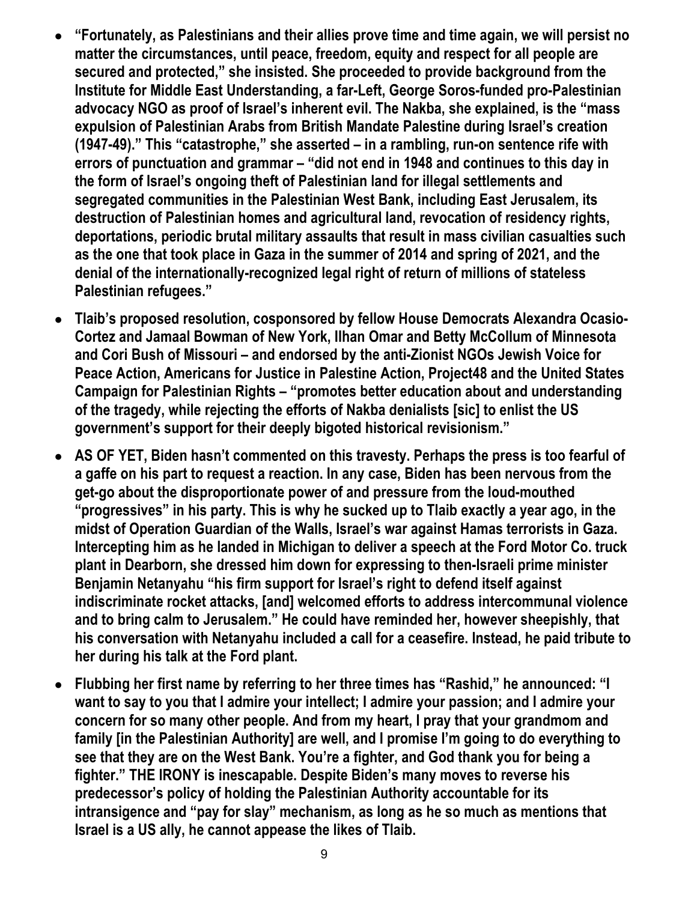- **"Fortunately, as Palestinians and their allies prove time and time again, we will persist no matter the circumstances, until peace, freedom, equity and respect for all people are secured and protected," she insisted. She proceeded to provide background from the Institute for Middle East Understanding, a far-Left, George Soros-funded pro-Palestinian advocacy NGO as proof of Israel's inherent evil. The Nakba, she explained, is the "mass expulsion of Palestinian Arabs from British Mandate Palestine during Israel's creation (1947-49)." This "catastrophe," she asserted – in a rambling, run-on sentence rife with errors of punctuation and grammar – "did not end in 1948 and continues to this day in the form of Israel's ongoing theft of Palestinian land for illegal settlements and segregated communities in the Palestinian West Bank, including East Jerusalem, its destruction of Palestinian homes and agricultural land, revocation of residency rights, deportations, periodic brutal military assaults that result in mass civilian casualties such as the one that took place in Gaza in the summer of 2014 and spring of 2021, and the denial of the internationally-recognized legal right of return of millions of stateless Palestinian refugees."**

- **Tlaib's proposed resolution, cosponsored by fellow House Democrats Alexandra Ocasio-Cortez and Jamaal Bowman of New York, Ilhan Omar and Betty McCollum of Minnesota and Cori Bush of Missouri – and endorsed by the anti-Zionist NGOs Jewish Voice for Peace Action, Americans for Justice in Palestine Action, Project48 and the United States Campaign for Palestinian Rights – "promotes better education about and understanding of the tragedy, while rejecting the efforts of Nakba denialists [sic] to enlist the US government's support for their deeply bigoted historical revisionism."**

- **AS OF YET, Biden hasn't commented on this travesty. Perhaps the press is too fearful of a gaffe on his part to request a reaction. In any case, Biden has been nervous from the get-go about the disproportionate power of and pressure from the loud-mouthed "progressives" in his party. This is why he sucked up to Tlaib exactly a year ago, in the midst of Operation Guardian of the Walls, Israel's war against Hamas terrorists in Gaza. Intercepting him as he landed in Michigan to deliver a speech at the Ford Motor Co. truck plant in Dearborn, she dressed him down for expressing to then-Israeli prime minister Benjamin Netanyahu "his firm support for Israel's right to defend itself against indiscriminate rocket attacks, [and] welcomed efforts to address intercommunal violence and to bring calm to Jerusalem." He could have reminded her, however sheepishly, that his conversation with Netanyahu included a call for a ceasefire. Instead, he paid tribute to her during his talk at the Ford plant.**

- **Flubbing her first name by referring to her three times has "Rashid," he announced: "I want to say to you that I admire your intellect; I admire your passion; and I admire your concern for so many other people. And from my heart, I pray that your grandmom and family [in the Palestinian Authority] are well, and I promise I'm going to do everything to see that they are on the West Bank. You're a fighter, and God thank you for being a fighter." THE IRONY is inescapable. Despite Biden's many moves to reverse his predecessor's policy of holding the Palestinian Authority accountable for its intransigence and "pay for slay" mechanism, as long as he so much as mentions that Israel is a US ally, he cannot appease the likes of Tlaib.**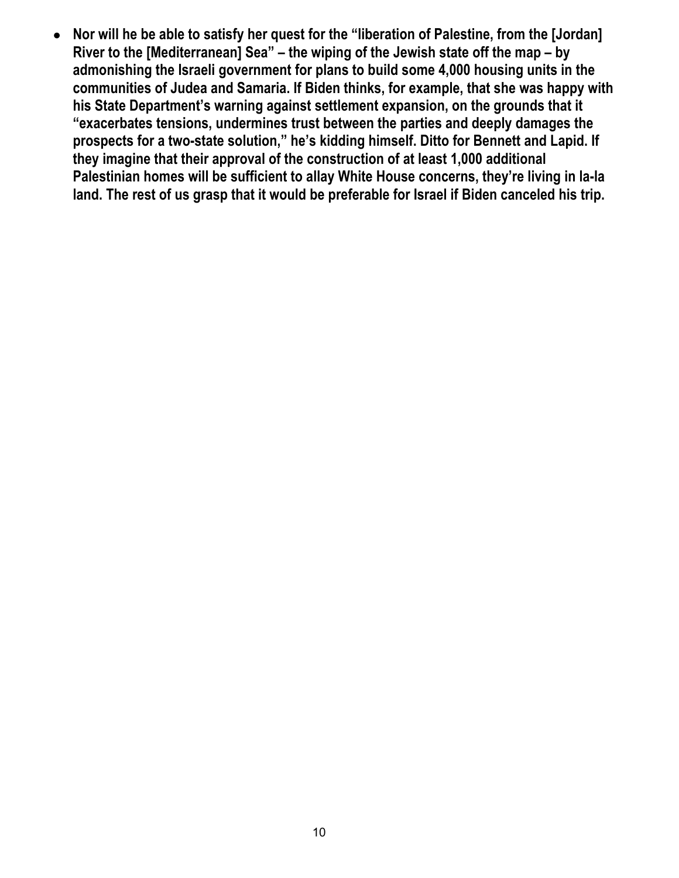- **Nor will he be able to satisfy her quest for the "liberation of Palestine, from the [Jordan] River to the [Mediterranean] Sea" – the wiping of the Jewish state off the map – by admonishing the Israeli government for plans to build some 4,000 housing units in the communities of Judea and Samaria. If Biden thinks, for example, that she was happy with his State Department's warning against settlement expansion, on the grounds that it "exacerbates tensions, undermines trust between the parties and deeply damages the prospects for a two-state solution," he's kidding himself. Ditto for Bennett and Lapid. If they imagine that their approval of the construction of at least 1,000 additional Palestinian homes will be sufficient to allay White House concerns, they're living in la-la land. The rest of us grasp that it would be preferable for Israel if Biden canceled his trip.**